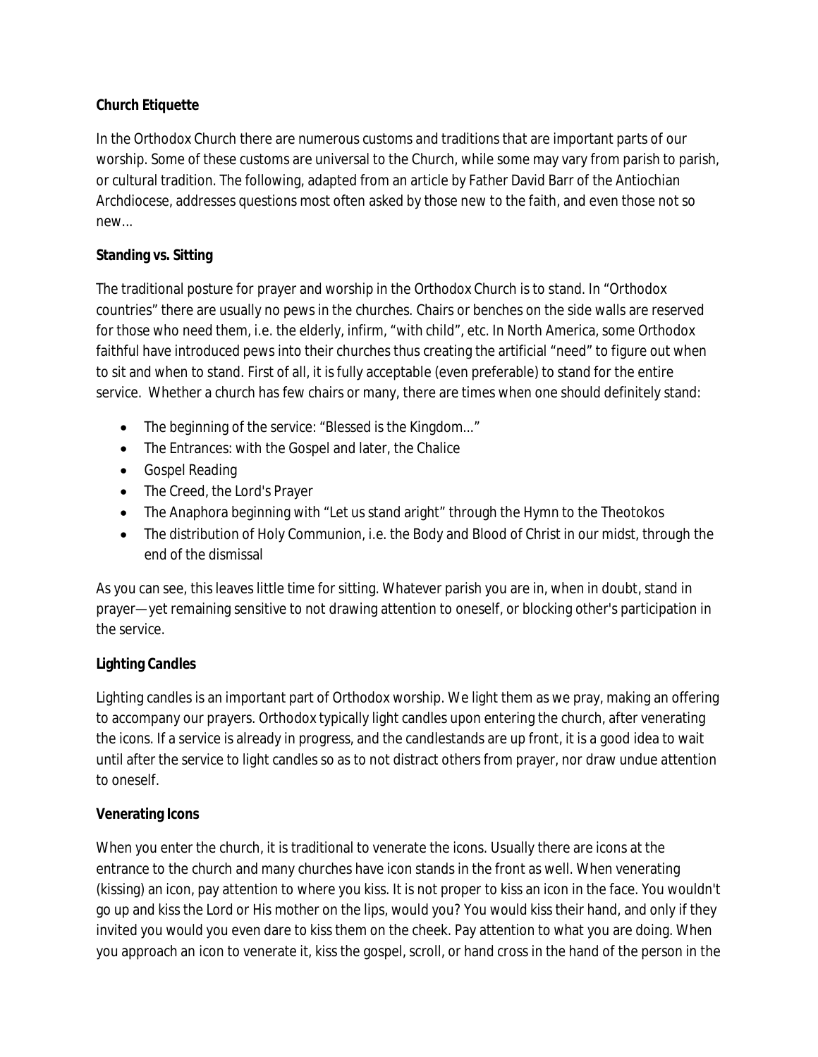**Church Etiquette**

In the Orthodox Church there are numerous customs and traditions that are important parts of our worship. Some of these customs are universal to the Church, while some may vary from parish to parish, or cultural tradition. The following, adapted from an article by Father David Barr of the Antiochian Archdiocese, addresses questions most often asked by those new to the faith, and even those not so new…

**Standing vs. Sitting**

The traditional posture for prayer and worship in the Orthodox Church is to stand. In "Orthodox countries" there are usually no pews in the churches. Chairs or benches on the side walls are reserved for those who need them, i.e. the elderly, infirm, "with child", etc. In North America, some Orthodox faithful have introduced pews into their churches thus creating the artificial "need" to figure out when to sit and when to stand. First of all, it is fully acceptable (even preferable) to stand for the entire service. Whether a church has few chairs or many, there are times when one should definitely stand:

- The beginning of the service: "Blessed is the Kingdom…"
- The Entrances: with the Gospel and later, the Chalice
- Gospel Reading
- The Creed, the Lord's Prayer
- The Anaphora beginning with "Let us stand aright" through the Hymn to the Theotokos
- The distribution of Holy Communion, i.e. the Body and Blood of Christ in our midst, through the end of the dismissal

As you can see, this leaves little time for sitting. Whatever parish you are in, when in doubt, stand in prayer—yet remaining sensitive to not drawing attention to oneself, or blocking other's participation in the service.

**Lighting Candles**

Lighting candles is an important part of Orthodox worship. We light them as we pray, making an offering to accompany our prayers. Orthodox typically light candles upon entering the church, after venerating the icons. If a service is already in progress, and the candlestands are up front, it is a good idea to wait until after the service to light candles so as to not distract others from prayer, nor draw undue attention to oneself.

**Venerating Icons**

When you enter the church, it is traditional to venerate the icons. Usually there are icons at the entrance to the church and many churches have icon stands in the front as well. When venerating (kissing) an icon, pay attention to where you kiss. It is not proper to kiss an icon in the face. You wouldn't go up and kiss the Lord or His mother on the lips, would you? You would kiss their hand, and only if they invited you would you even dare to kiss them on the cheek. Pay attention to what you are doing. When you approach an icon to venerate it, kiss the gospel, scroll, or hand cross in the hand of the person in the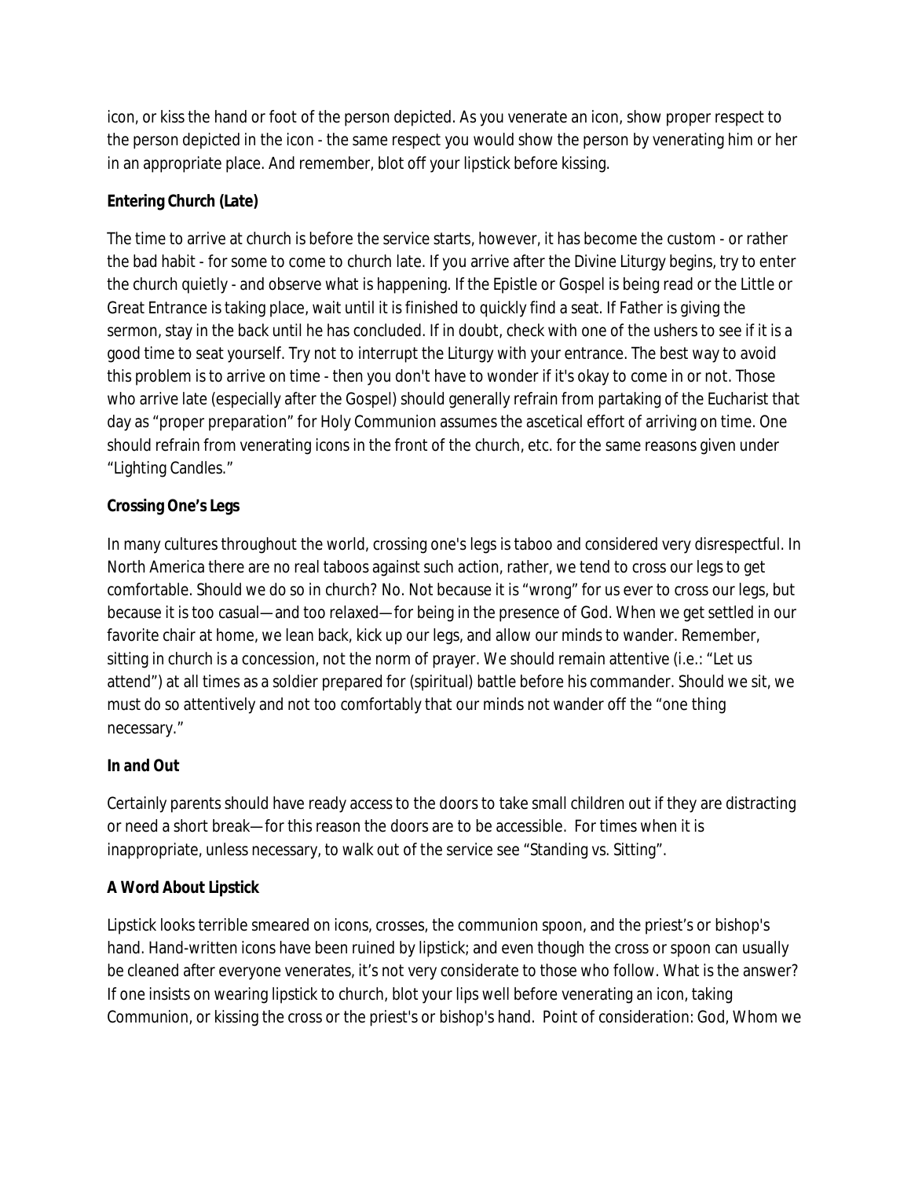icon, or kiss the hand or foot of the person depicted. As you venerate an icon, show proper respect to the person depicted in the icon - the same respect you would show the person by venerating him or her in an appropriate place. And remember, blot off your lipstick before kissing.

**Entering Church (Late)**

The time to arrive at church is before the service starts, however, it has become the custom - or rather the bad habit - for some to come to church late. If you arrive after the Divine Liturgy begins, try to enter the church quietly - and observe what is happening. If the Epistle or Gospel is being read or the Little or Great Entrance is taking place, wait until it is finished to quickly find a seat. If Father is giving the sermon, stay in the back until he has concluded. If in doubt, check with one of the ushers to see if it is a good time to seat yourself. Try not to interrupt the Liturgy with your entrance. The best way to avoid this problem is to arrive on time - then you don't have to wonder if it's okay to come in or not. Those who arrive late (especially after the Gospel) should generally refrain from partaking of the Eucharist that day as "proper preparation" for Holy Communion assumes the ascetical effort of arriving on time. One should refrain from venerating icons in the front of the church, etc. for the same reasons given under "Lighting Candles."

**Crossing One's Legs**

In many cultures throughout the world, crossing one's legs is taboo and considered very disrespectful. In North America there are no real taboos against such action, rather, we tend to cross our legs to get comfortable. Should we do so in church? No. Not because it is "wrong" for us ever to cross our legs, but because it is too casual—and too relaxed—for being in the presence of God. When we get settled in our favorite chair at home, we lean back, kick up our legs, and allow our minds to wander. Remember, sitting in church is a concession, not the norm of prayer. We should remain attentive (i.e.: "Let us attend") at all times as a soldier prepared for (spiritual) battle before his commander. Should we sit, we must do so attentively and not too comfortably that our minds not wander off the "one thing necessary."

**In and Out**

Certainly parents should have ready access to the doors to take small children out if they are distracting or need a short break—for this reason the doors are to be accessible. For times when it is inappropriate, unless necessary, to walk out of the service see "Standing vs. Sitting".

**A Word About Lipstick**

Lipstick looks terrible smeared on icons, crosses, the communion spoon, and the priest's or bishop's hand. Hand-written icons have been ruined by lipstick; and even though the cross or spoon can usually be cleaned after everyone venerates, it's not very considerate to those who follow. What is the answer? If one insists on wearing lipstick to church, blot your lips well before venerating an icon, taking Communion, or kissing the cross or the priest's or bishop's hand. Point of consideration: God, Whom we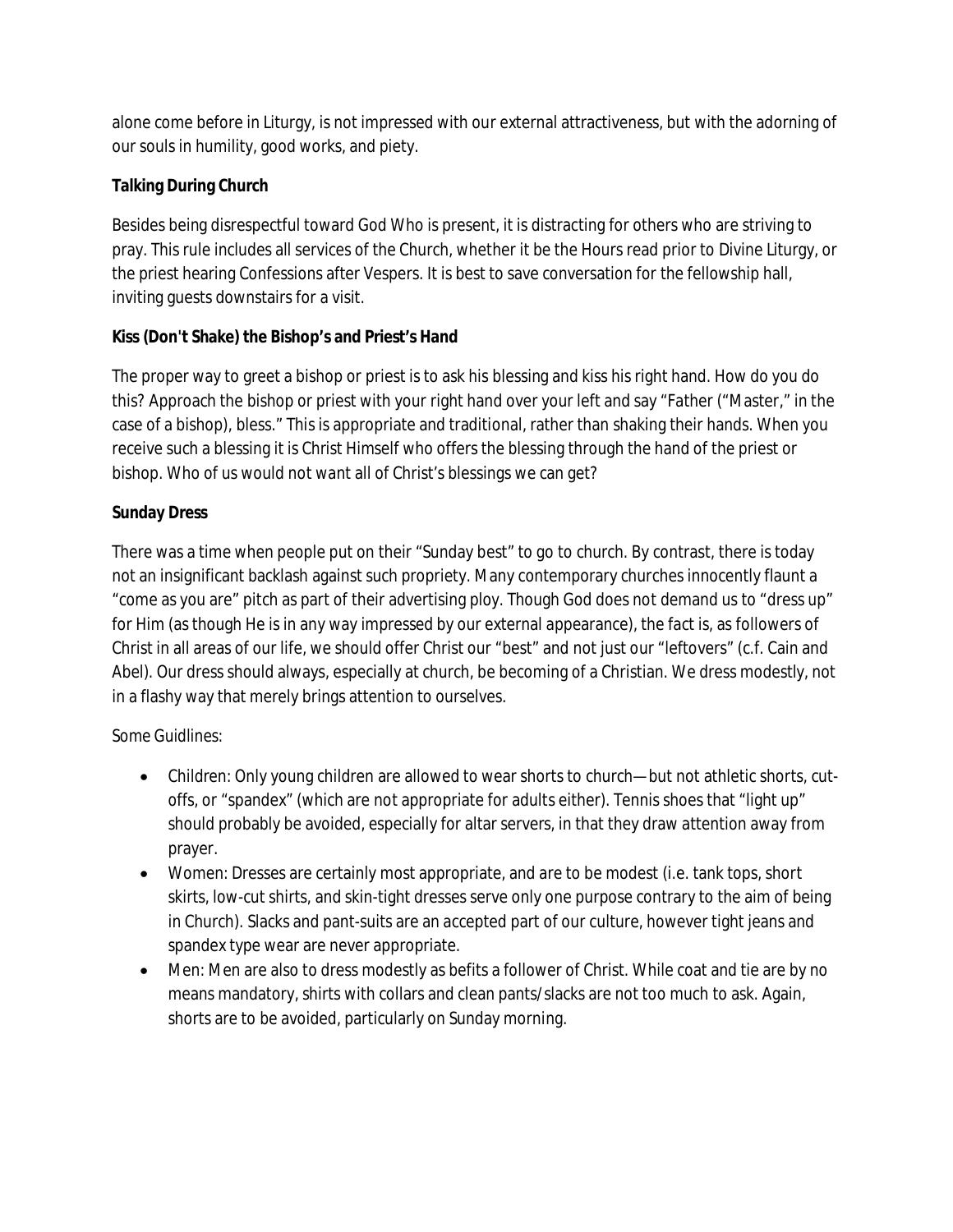alone come before in Liturgy, is not impressed with our external attractiveness, but with the adorning of our souls in humility, good works, and piety.

**Talking During Church**

Besides being disrespectful toward God Who is present, it is distracting for others who are striving to pray. This rule includes all services of the Church, whether it be the Hours read prior to Divine Liturgy, or the priest hearing Confessions after Vespers. It is best to save conversation for the fellowship hall, inviting guests downstairs for a visit.

**Kiss (Don't Shake) the Bishop's and Priest's Hand**

The proper way to greet a bishop or priest is to ask his blessing and kiss his right hand. How do you do this? Approach the bishop or priest with your right hand over your left and say "Father ("Master," in the case of a bishop), bless." This is appropriate and traditional, rather than shaking their hands. When you receive such a blessing it is Christ Himself who offers the blessing through the hand of the priest or bishop. Who of us would not want all of Christ's blessings we can get?

**Sunday Dress**

There was a time when people put on their "Sunday best" to go to church. By contrast, there is today not an insignificant backlash against such propriety. Many contemporary churches innocently flaunt a "come as you are" pitch as part of their advertising ploy. Though God does not demand us to "dress up" for Him (as though He is in any way impressed by our external appearance), the fact is, as followers of Christ in all areas of our life, we should offer Christ our "best" and not just our "leftovers" (c.f. Cain and Abel). Our dress should always, especially at church, be becoming of a Christian. We dress modestly, not in a flashy way that merely brings attention to ourselves.

Some Guidlines:

- Children: Only young children are allowed to wear shorts to church—but not athletic shorts, cut-offs, or "spandex" (which are not appropriate for adults either). Tennis shoes that "light up" should probably be avoided, especially for altar servers, in that they draw attention away from prayer.
- Women: Dresses are certainly most appropriate, and are to be modest (i.e. tank tops, short skirts, low-cut shirts, and skin-tight dresses serve only one purpose contrary to the aim of being in Church). Slacks and pant-suits are an accepted part of our culture, however tight jeans and spandex type wear are never appropriate.
- Men: Men are also to dress modestly as befits a follower of Christ. While coat and tie are by no means mandatory, shirts with collars and clean pants/slacks are not too much to ask. Again, shorts are to be avoided, particularly on Sunday morning.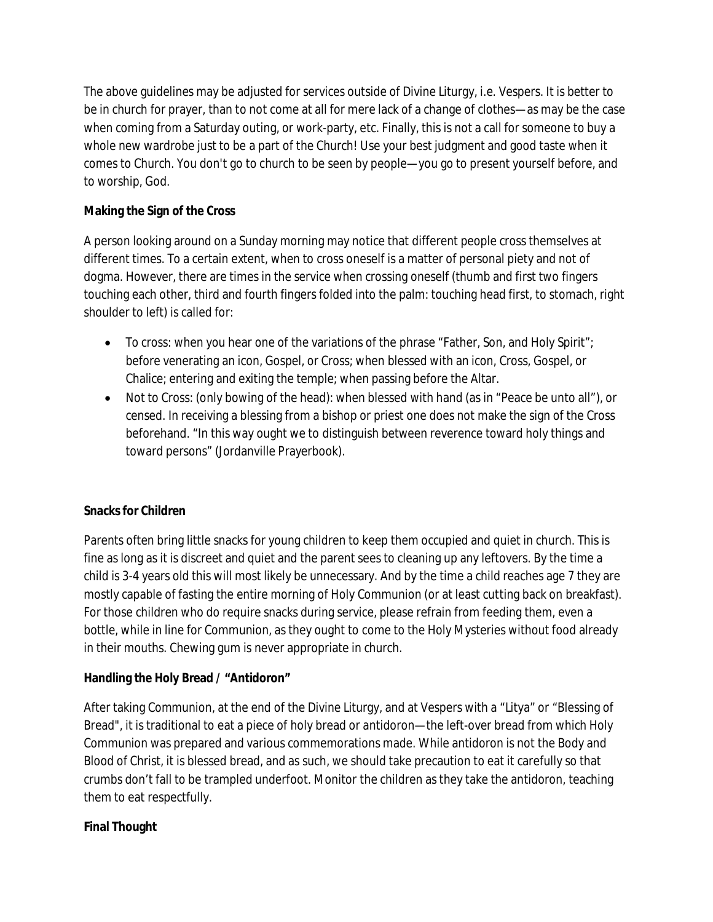The above guidelines may be adjusted for services outside of Divine Liturgy, i.e. Vespers. It is better to be in church for prayer, than to not come at all for mere lack of a change of clothes—as may be the case when coming from a Saturday outing, or work-party, etc. Finally, this is not a call for someone to buy a whole new wardrobe just to be a part of the Church! Use your best judgment and good taste when it comes to Church. You don't go to church to be seen by people—you go to present yourself before, and to worship, God.

**Making the Sign of the Cross**

A person looking around on a Sunday morning may notice that different people cross themselves at different times. To a certain extent, when to cross oneself is a matter of personal piety and not of dogma. However, there are times in the service when crossing oneself (thumb and first two fingers touching each other, third and fourth fingers folded into the palm: touching head first, to stomach, right shoulder to left) is called for:

- To cross: when you hear one of the variations of the phrase "Father, Son, and Holy Spirit"; before venerating an icon, Gospel, or Cross; when blessed with an icon, Cross, Gospel, or Chalice; entering and exiting the temple; when passing before the Altar.
- Not to Cross: (only bowing of the head): when blessed with hand (as in "Peace be unto all"), or censed. In receiving a blessing from a bishop or priest one does not make the sign of the Cross beforehand. "In this way ought we to distinguish between reverence toward holy things and toward persons" (Jordanville Prayerbook).

**Snacks for Children**

Parents often bring little snacks for young children to keep them occupied and quiet in church. This is fine as long as it is discreet and quiet and the parent sees to cleaning up any leftovers. By the time a child is 3-4 years old this will most likely be unnecessary. And by the time a child reaches age 7 they are mostly capable of fasting the entire morning of Holy Communion (or at least cutting back on breakfast). For those children who do require snacks during service, please refrain from feeding them, even a bottle, while in line for Communion, as they ought to come to the Holy Mysteries without food already in their mouths. Chewing gum is never appropriate in church.

**Handling the Holy Bread / "Antidoron"**

After taking Communion, at the end of the Divine Liturgy, and at Vespers with a "Litya" or "Blessing of Bread", it is traditional to eat a piece of holy bread or antidoron—the left-over bread from which Holy Communion was prepared and various commemorations made. While antidoron is not the Body and Blood of Christ, it is blessed bread, and as such, we should take precaution to eat it carefully so that crumbs don't fall to be trampled underfoot. Monitor the children as they take the antidoron, teaching them to eat respectfully.

**Final Thought**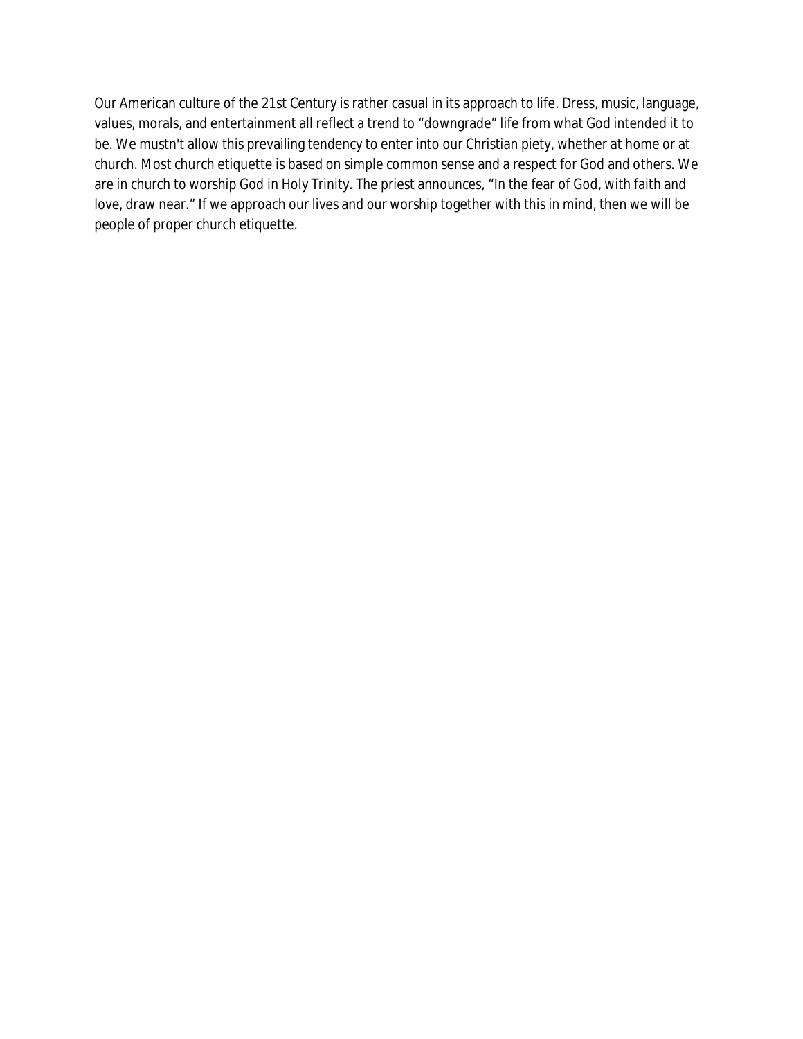Our American culture of the 21st Century is rather casual in its approach to life. Dress, music, language, values, morals, and entertainment all reflect a trend to "downgrade" life from what God intended it to be. We mustn't allow this prevailing tendency to enter into our Christian piety, whether at home or at church. Most church etiquette is based on simple common sense and a respect for God and others. We are in church to worship God in Holy Trinity. The priest announces, "In the fear of God, with faith and love, draw near." If we approach our lives and our worship together with this in mind, then we will be people of proper church etiquette.